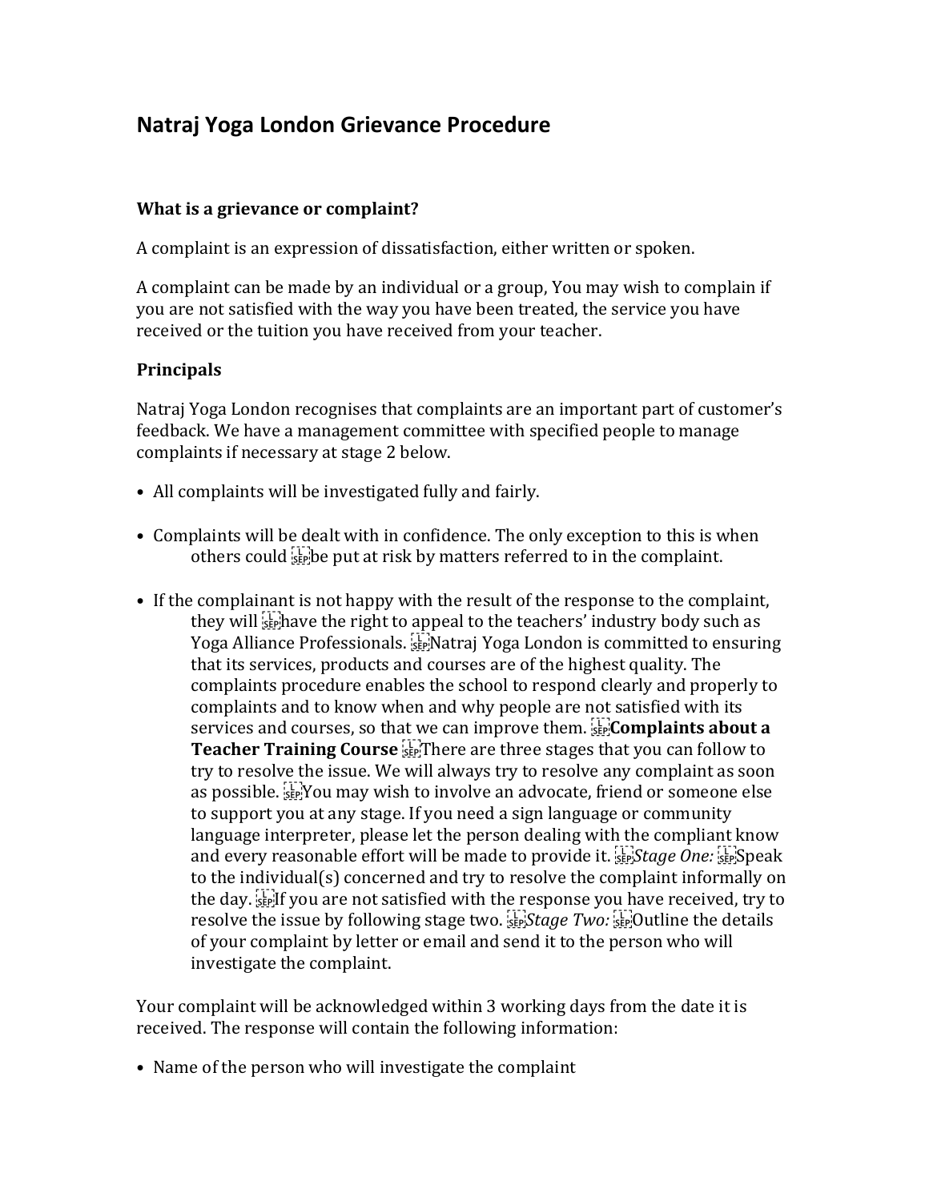# Natraj Yoga London Grievance Procedure

### What is a grievance or complaint?

A complaint is an expression of dissatisfaction, either written or spoken.

A complaint can be made by an individual or a group, You may wish to complain if you are not satisfied with the way you have been treated, the service you have received or the tuition you have received from your teacher.

### Principals

Natraj Yoga London recognises that complaints are an important part of customer's feedback. We have a management committee with specified people to manage complaints if necessary at stage 2 below.

- All complaints will be investigated fully and fairly.
- Complaints will be dealt with in confidence. The only exception to this is when others could be put at risk by matters referred to in the complaint.
- If the complainant is not happy with the result of the response to the complaint, they will have the right to appeal to the teachers' industry body such as Yoga Alliance Professionals. Natraj Yoga London is committed to ensuring that its services, products and courses are of the highest quality. The complaints procedure enables the school to respond clearly and properly to complaints and to know when and why people are not satisfied with its services and courses, so that we can improve them. **Complaints about a Teacher Training Course** There are three stages that you can follow to try to resolve the issue. We will always try to resolve any complaint as soon as possible. You may wish to involve an advocate, friend or someone else to support you at any stage. If you need a sign language or community language interpreter, please let the person dealing with the compliant know and every reasonable effort will be made to provide it. *Stage One:* Speak to the individual(s) concerned and try to resolve the complaint informally on the day. If you are not satisfied with the response you have received, try to resolve the issue by following stage two. *Stage Two:* Outline the details of your complaint by letter or email and send it to the person who will investigate the complaint.

Your complaint will be acknowledged within 3 working days from the date it is received. The response will contain the following information:

- Name of the person who will investigate the complaint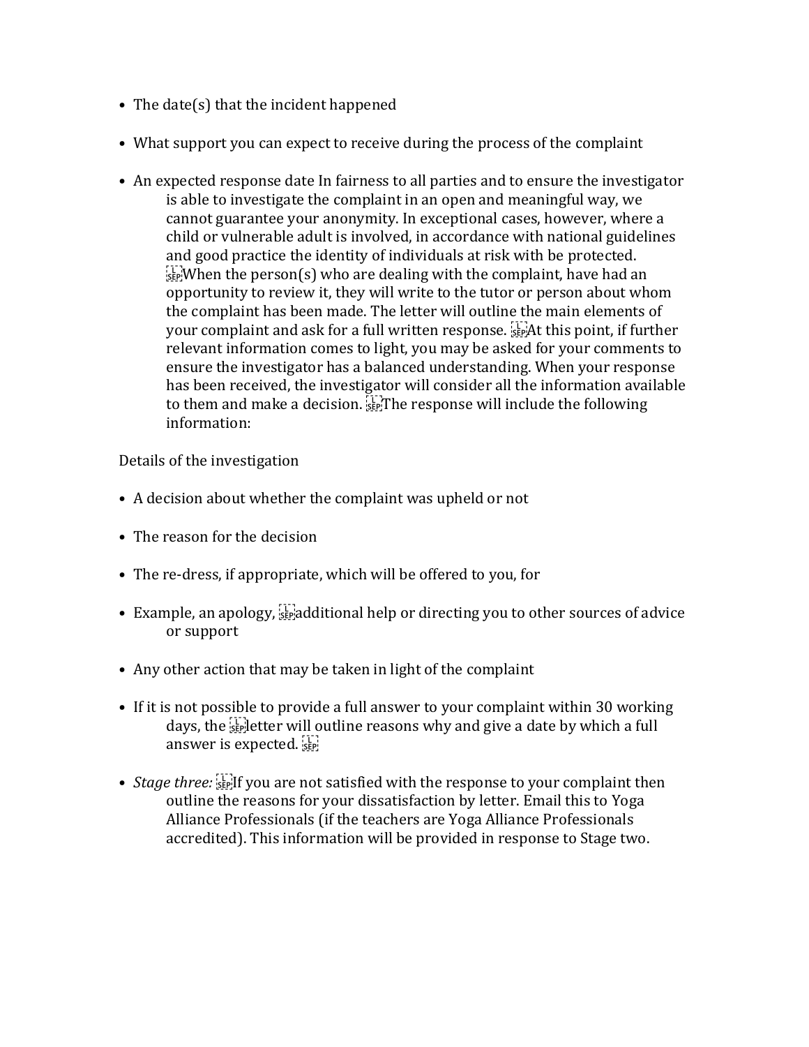- The date(s) that the incident happened
- What support you can expect to receive during the process of the complaint
- An expected response date In fairness to all parties and to ensure the investigator is able to investigate the complaint in an open and meaningful way, we cannot guarantee your anonymity. In exceptional cases, however, where a child or vulnerable adult is involved, in accordance with national guidelines and good practice the identity of individuals at risk with be protected. When the person(s) who are dealing with the complaint, have had an opportunity to review it, they will write to the tutor or person about whom the complaint has been made. The letter will outline the main elements of your complaint and ask for a full written response. At this point, if further relevant information comes to light, you may be asked for your comments to ensure the investigator has a balanced understanding. When your response has been received, the investigator will consider all the information available to them and make a decision. The response will include the following information:

Details of the investigation

- A decision about whether the complaint was upheld or not
- The reason for the decision
- The re-dress, if appropriate, which will be offered to you, for
- Example, an apology, additional help or directing you to other sources of advice or support
- Any other action that may be taken in light of the complaint
- If it is not possible to provide a full answer to your complaint within 30 working days, the letter will outline reasons why and give a date by which a full answer is expected.
- *Stage three:* If you are not satisfied with the response to your complaint then outline the reasons for your dissatisfaction by letter. Email this to Yoga Alliance Professionals (if the teachers are Yoga Alliance Professionals accredited). This information will be provided in response to Stage two.